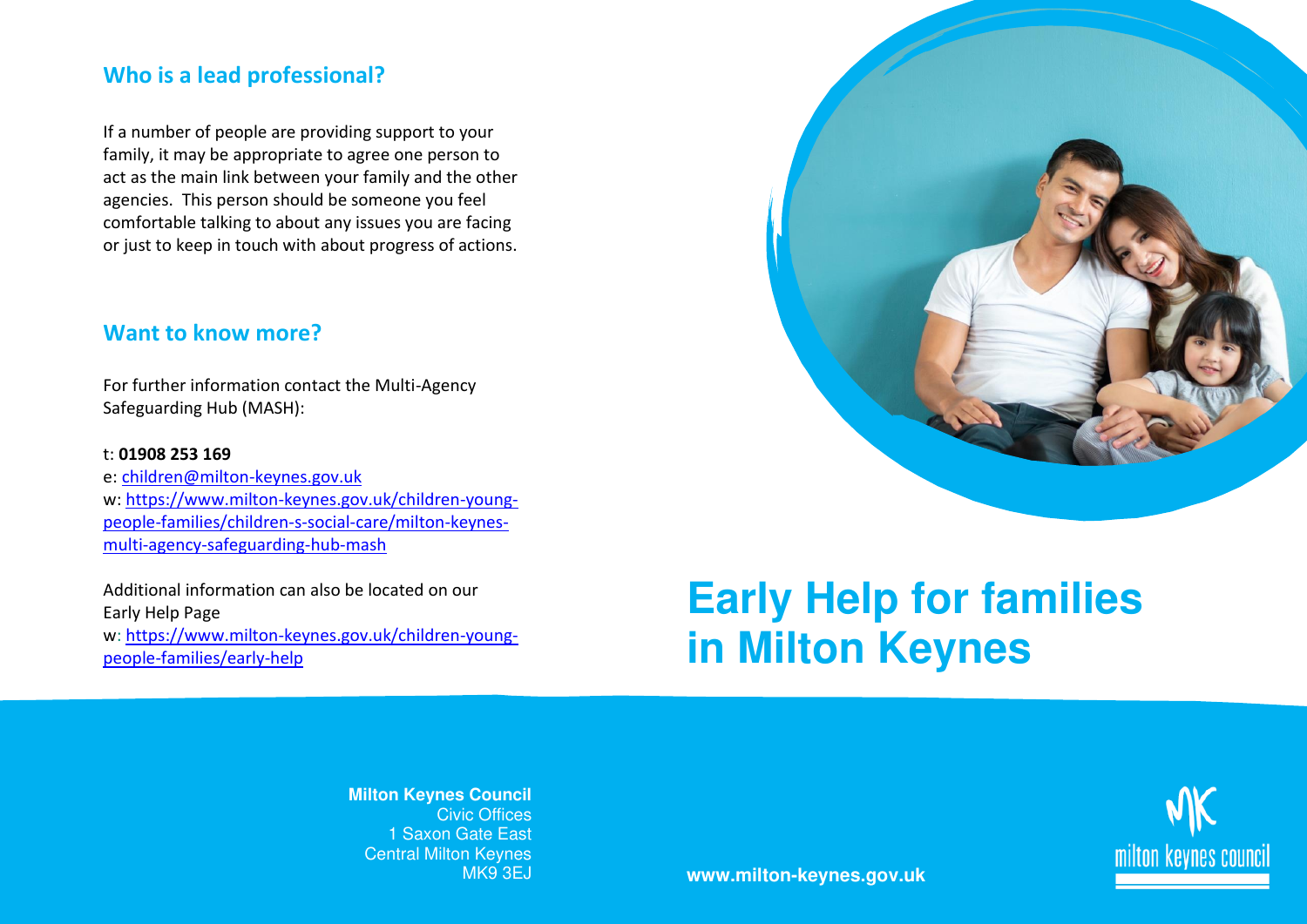## Who is a lead professional?

If a number of people are providing support to your family, it may be appropriate to agree one person to act as the main link between your family and the other agencies. This person should be someone you feel comfortable talking to about any issues you are facing or just to keep in touch with about progress of actions.

## Want to know more?

For further information contact the Multi-Agency Safeguarding Hub (MASH):

t: **01908 253 169**
e: children@milton-keynes.gov.uk
w: https://www.milton-keynes.gov.uk/children-young-people-families/children-s-social-care/milton-keynes-multi-agency-safeguarding-hub-mash

Additional information can also be located on our Early Help Page
w: https://www.milton-keynes.gov.uk/children-young-people-families/early-help

# Early Help for families in Milton Keynes

**Milton Keynes Council**
Civic Offices
1 Saxon Gate East
Central Milton Keynes
MK9 3EJ

**www.milton-keynes.gov.uk**

milton keynes council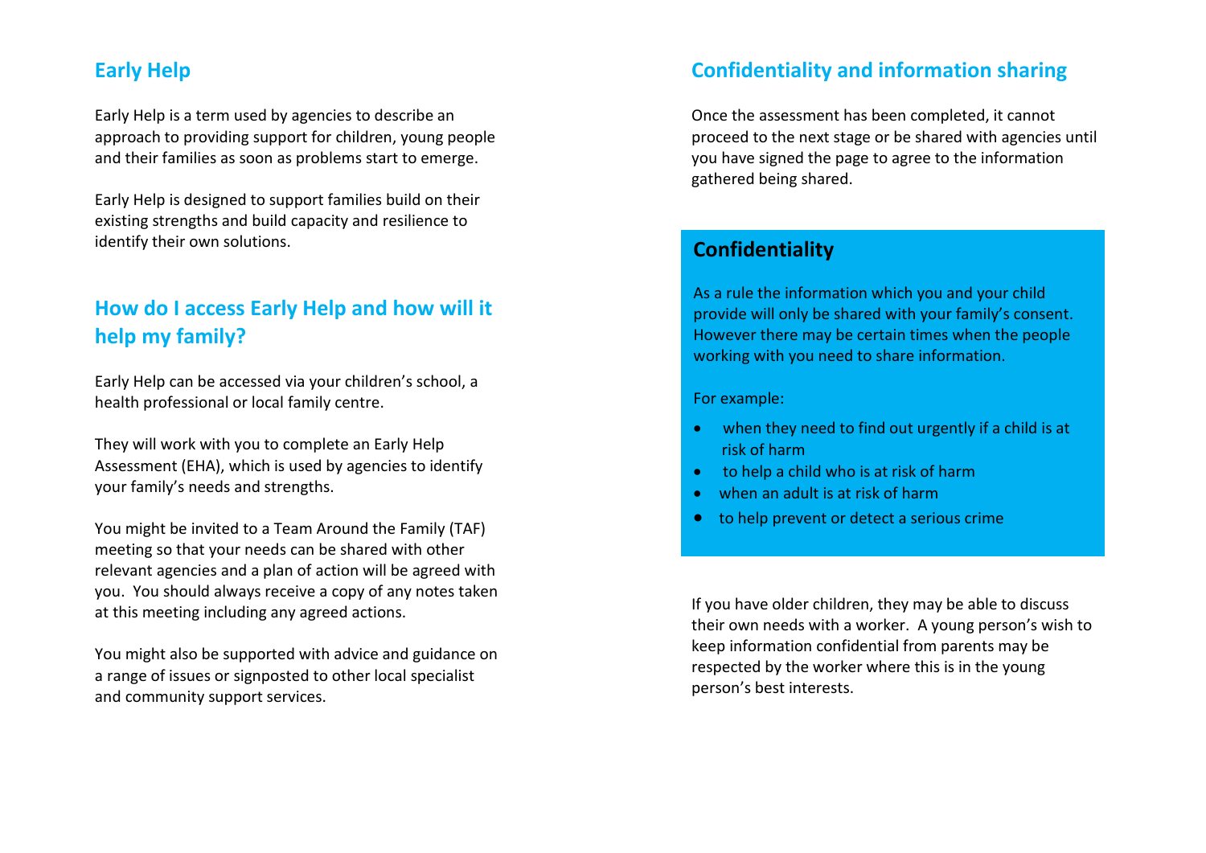## Early Help

Early Help is a term used by agencies to describe an approach to providing support for children, young people and their families as soon as problems start to emerge.

Early Help is designed to support families build on their existing strengths and build capacity and resilience to identify their own solutions.

## How do I access Early Help and how will it help my family?

Early Help can be accessed via your children's school, a health professional or local family centre.

They will work with you to complete an Early Help Assessment (EHA), which is used by agencies to identify your family's needs and strengths.

You might be invited to a Team Around the Family (TAF) meeting so that your needs can be shared with other relevant agencies and a plan of action will be agreed with you. You should always receive a copy of any notes taken at this meeting including any agreed actions.

You might also be supported with advice and guidance on a range of issues or signposted to other local specialist and community support services.

## Confidentiality and information sharing

Once the assessment has been completed, it cannot proceed to the next stage or be shared with agencies until you have signed the page to agree to the information gathered being shared.

### Confidentiality

As a rule the information which you and your child provide will only be shared with your family's consent. However there may be certain times when the people working with you need to share information.

For example:

- when they need to find out urgently if a child is at risk of harm
- to help a child who is at risk of harm
- when an adult is at risk of harm
- to help prevent or detect a serious crime

If you have older children, they may be able to discuss their own needs with a worker. A young person's wish to keep information confidential from parents may be respected by the worker where this is in the young person's best interests.